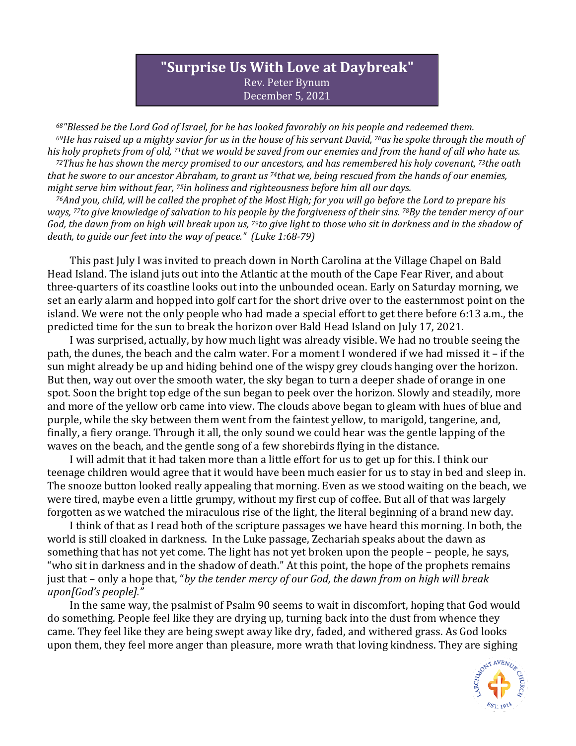# "Surprise Us With Love at Daybreak"

Rev. Peter Bynum
December 5, 2021

*[68]"Blessed be the Lord God of Israel, for he has looked favorably on his people and redeemed them. [69]He has raised up a mighty savior for us in the house of his servant David, [70]as he spoke through the mouth of his holy prophets from of old, [71]that we would be saved from our enemies and from the hand of all who hate us. [72]Thus he has shown the mercy promised to our ancestors, and has remembered his holy covenant, [73]the oath that he swore to our ancestor Abraham, to grant us [74]that we, being rescued from the hands of our enemies, might serve him without fear, [75]in holiness and righteousness before him all our days.*

*[76]And you, child, will be called the prophet of the Most High; for you will go before the Lord to prepare his ways, [77]to give knowledge of salvation to his people by the forgiveness of their sins. [78]By the tender mercy of our God, the dawn from on high will break upon us, [79]to give light to those who sit in darkness and in the shadow of death, to guide our feet into the way of peace." (Luke 1:68-79)*

This past July I was invited to preach down in North Carolina at the Village Chapel on Bald Head Island. The island juts out into the Atlantic at the mouth of the Cape Fear River, and about three-quarters of its coastline looks out into the unbounded ocean. Early on Saturday morning, we set an early alarm and hopped into golf cart for the short drive over to the easternmost point on the island. We were not the only people who had made a special effort to get there before 6:13 a.m., the predicted time for the sun to break the horizon over Bald Head Island on July 17, 2021.

I was surprised, actually, by how much light was already visible. We had no trouble seeing the path, the dunes, the beach and the calm water. For a moment I wondered if we had missed it – if the sun might already be up and hiding behind one of the wispy grey clouds hanging over the horizon. But then, way out over the smooth water, the sky began to turn a deeper shade of orange in one spot. Soon the bright top edge of the sun began to peek over the horizon. Slowly and steadily, more and more of the yellow orb came into view. The clouds above began to gleam with hues of blue and purple, while the sky between them went from the faintest yellow, to marigold, tangerine, and, finally, a fiery orange. Through it all, the only sound we could hear was the gentle lapping of the waves on the beach, and the gentle song of a few shorebirds flying in the distance.

I will admit that it had taken more than a little effort for us to get up for this. I think our teenage children would agree that it would have been much easier for us to stay in bed and sleep in. The snooze button looked really appealing that morning. Even as we stood waiting on the beach, we were tired, maybe even a little grumpy, without my first cup of coffee. But all of that was largely forgotten as we watched the miraculous rise of the light, the literal beginning of a brand new day.

I think of that as I read both of the scripture passages we have heard this morning. In both, the world is still cloaked in darkness. In the Luke passage, Zechariah speaks about the dawn as something that has not yet come. The light has not yet broken upon the people – people, he says, "who sit in darkness and in the shadow of death." At this point, the hope of the prophets remains just that – only a hope that, "*by the tender mercy of our God, the dawn from on high will break upon[God's people]."*

In the same way, the psalmist of Psalm 90 seems to wait in discomfort, hoping that God would do something. People feel like they are drying up, turning back into the dust from whence they came. They feel like they are being swept away like dry, faded, and withered grass. As God looks upon them, they feel more anger than pleasure, more wrath that loving kindness. They are sighing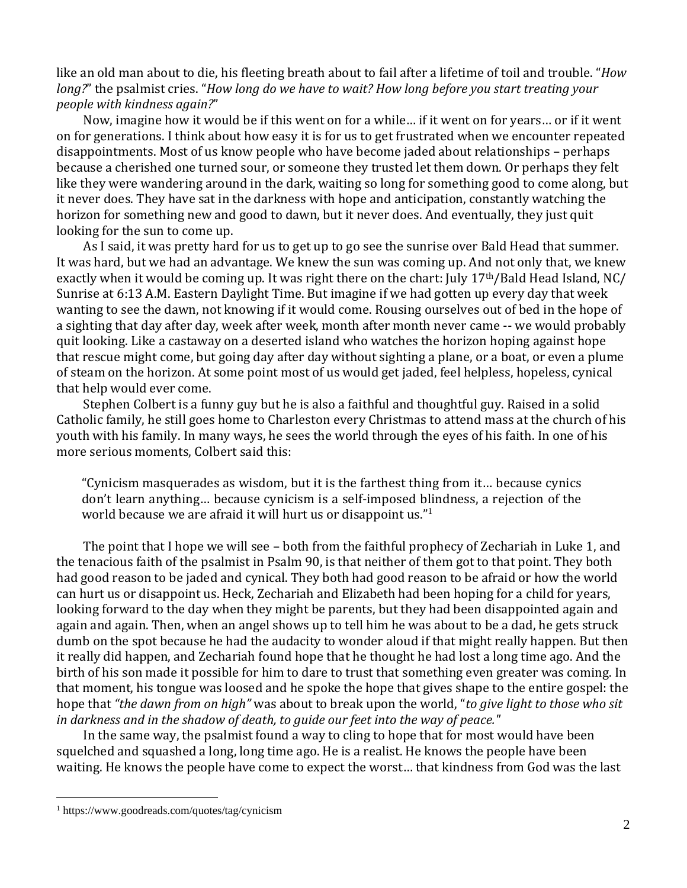like an old man about to die, his fleeting breath about to fail after a lifetime of toil and trouble. "*How long?*" the psalmist cries. "*How long do we have to wait? How long before you start treating your people with kindness again?*"

Now, imagine how it would be if this went on for a while… if it went on for years… or if it went on for generations. I think about how easy it is for us to get frustrated when we encounter repeated disappointments. Most of us know people who have become jaded about relationships – perhaps because a cherished one turned sour, or someone they trusted let them down. Or perhaps they felt like they were wandering around in the dark, waiting so long for something good to come along, but it never does. They have sat in the darkness with hope and anticipation, constantly watching the horizon for something new and good to dawn, but it never does. And eventually, they just quit looking for the sun to come up.

As I said, it was pretty hard for us to get up to go see the sunrise over Bald Head that summer. It was hard, but we had an advantage. We knew the sun was coming up. And not only that, we knew exactly when it would be coming up. It was right there on the chart: July 17th/Bald Head Island, NC/ Sunrise at 6:13 A.M. Eastern Daylight Time. But imagine if we had gotten up every day that week wanting to see the dawn, not knowing if it would come. Rousing ourselves out of bed in the hope of a sighting that day after day, week after week, month after month never came -- we would probably quit looking. Like a castaway on a deserted island who watches the horizon hoping against hope that rescue might come, but going day after day without sighting a plane, or a boat, or even a plume of steam on the horizon. At some point most of us would get jaded, feel helpless, hopeless, cynical that help would ever come.

Stephen Colbert is a funny guy but he is also a faithful and thoughtful guy. Raised in a solid Catholic family, he still goes home to Charleston every Christmas to attend mass at the church of his youth with his family. In many ways, he sees the world through the eyes of his faith. In one of his more serious moments, Colbert said this:

> "Cynicism masquerades as wisdom, but it is the farthest thing from it… because cynics don't learn anything… because cynicism is a self-imposed blindness, a rejection of the world because we are afraid it will hurt us or disappoint us."[1]

The point that I hope we will see – both from the faithful prophecy of Zechariah in Luke 1, and the tenacious faith of the psalmist in Psalm 90, is that neither of them got to that point. They both had good reason to be jaded and cynical. They both had good reason to be afraid or how the world can hurt us or disappoint us. Heck, Zechariah and Elizabeth had been hoping for a child for years, looking forward to the day when they might be parents, but they had been disappointed again and again and again. Then, when an angel shows up to tell him he was about to be a dad, he gets struck dumb on the spot because he had the audacity to wonder aloud if that might really happen. But then it really did happen, and Zechariah found hope that he thought he had lost a long time ago. And the birth of his son made it possible for him to dare to trust that something even greater was coming. In that moment, his tongue was loosed and he spoke the hope that gives shape to the entire gospel: the hope that *"the dawn from on high"* was about to break upon the world, "*to give light to those who sit in darkness and in the shadow of death, to guide our feet into the way of peace.*"

In the same way, the psalmist found a way to cling to hope that for most would have been squelched and squashed a long, long time ago. He is a realist. He knows the people have been waiting. He knows the people have come to expect the worst… that kindness from God was the last

[1] https://www.goodreads.com/quotes/tag/cynicism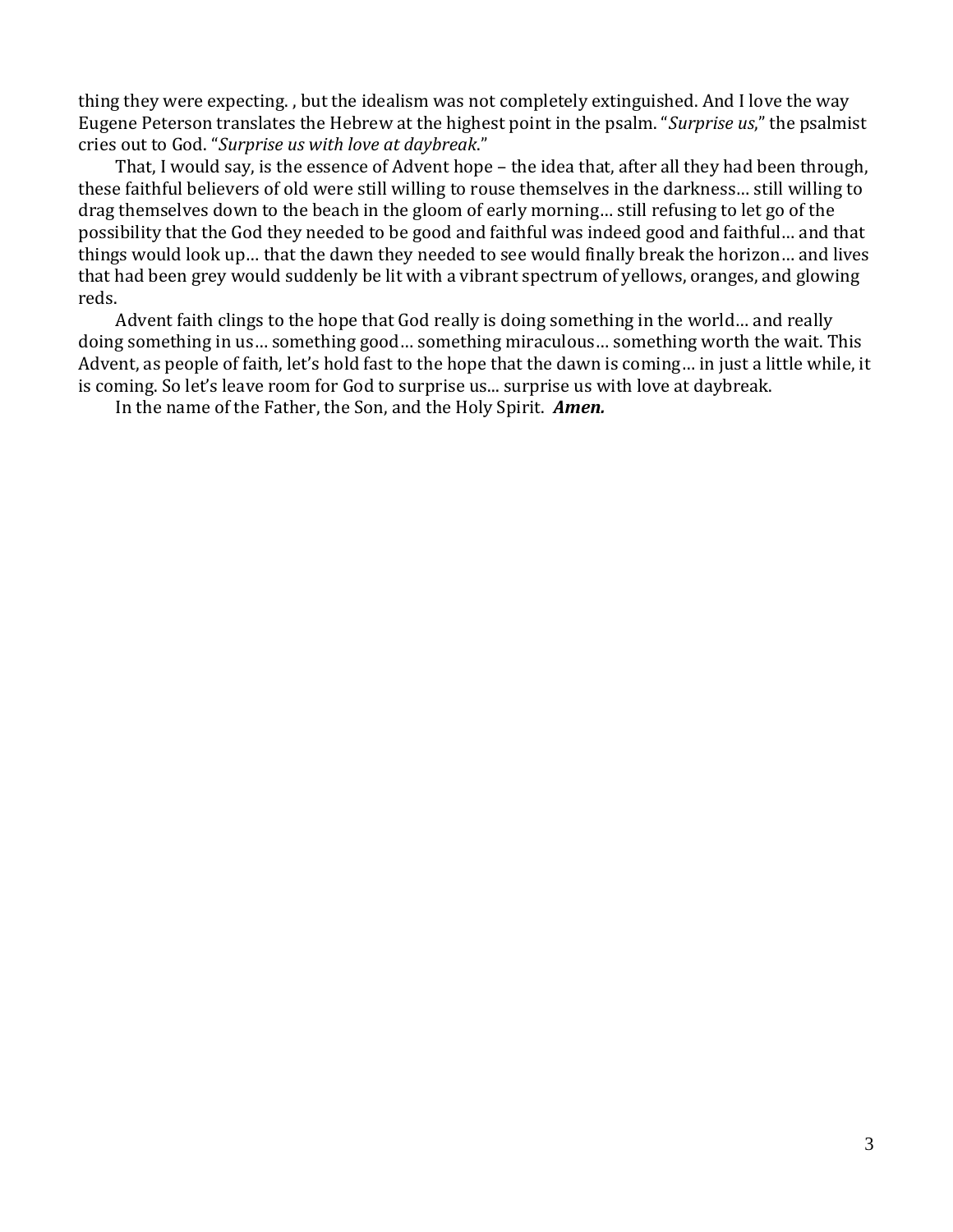thing they were expecting. , but the idealism was not completely extinguished. And I love the way Eugene Peterson translates the Hebrew at the highest point in the psalm. "*Surprise us*," the psalmist cries out to God. "*Surprise us with love at daybreak*."

That, I would say, is the essence of Advent hope – the idea that, after all they had been through, these faithful believers of old were still willing to rouse themselves in the darkness… still willing to drag themselves down to the beach in the gloom of early morning… still refusing to let go of the possibility that the God they needed to be good and faithful was indeed good and faithful… and that things would look up… that the dawn they needed to see would finally break the horizon… and lives that had been grey would suddenly be lit with a vibrant spectrum of yellows, oranges, and glowing reds.

Advent faith clings to the hope that God really is doing something in the world… and really doing something in us… something good… something miraculous… something worth the wait. This Advent, as people of faith, let's hold fast to the hope that the dawn is coming… in just a little while, it is coming. So let's leave room for God to surprise us... surprise us with love at daybreak.

In the name of the Father, the Son, and the Holy Spirit. ***Amen.***